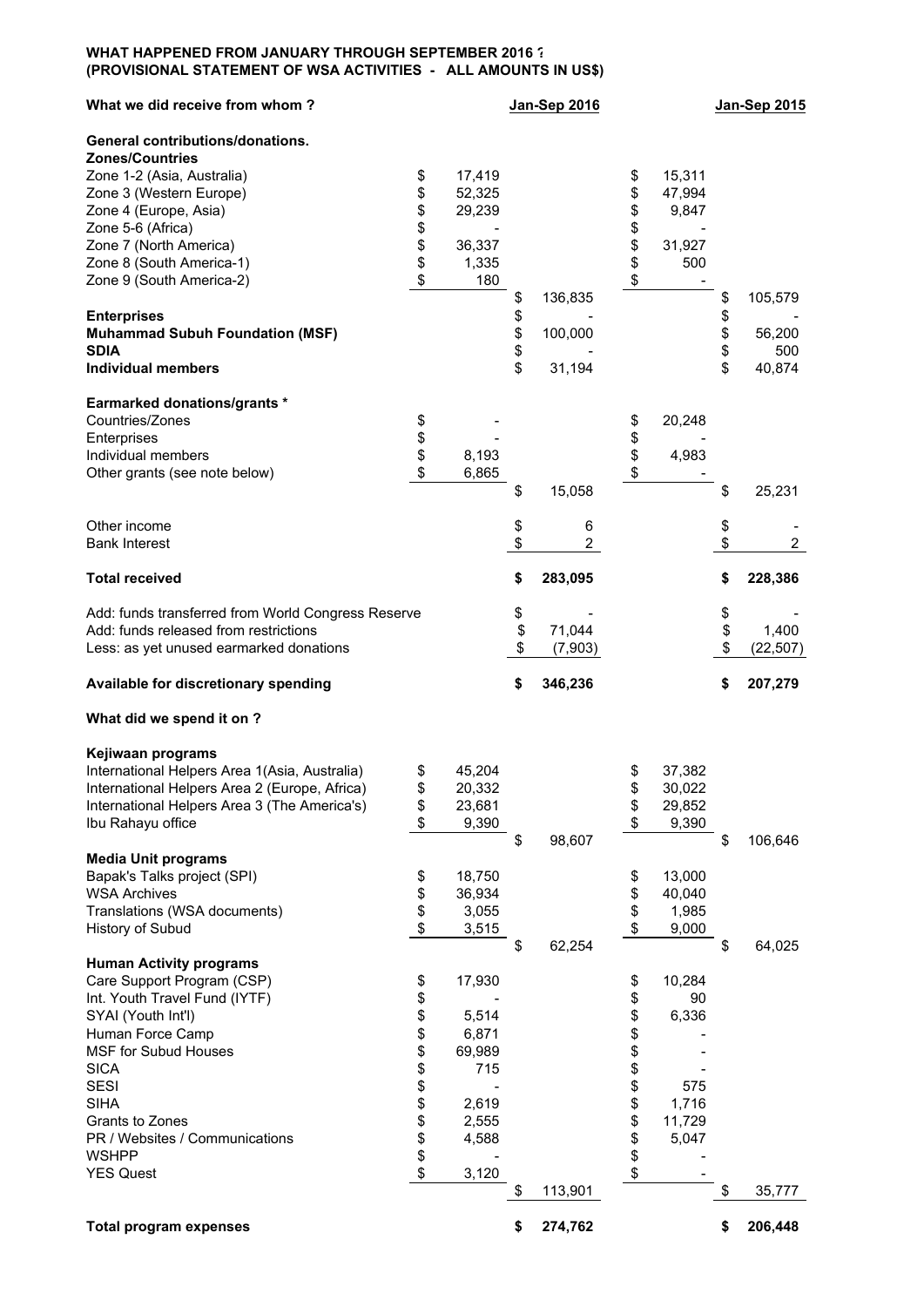**WHAT HAPPENED FROM JANUARY THROUGH SEPTEMBER 2016 ?**
**(PROVISIONAL STATEMENT OF WSA ACTIVITIES - ALL AMOUNTS IN US$)**

| What we did receive from whom ? | | Jan-Sep 2016 | | Jan-Sep 2015 |
|---|---|---|---|---|
| **General contributions/donations.** | | | | |
| **Zones/Countries** | | | | |
| Zone 1-2 (Asia, Australia) | $ 17,419 | | $ 15,311 | |
| Zone 3 (Western Europe) | $ 52,325 | | $ 47,994 | |
| Zone 4 (Europe, Asia) | $ 29,239 | | $ 9,847 | |
| Zone 5-6 (Africa) | $ - | | $ - | |
| Zone 7 (North America) | $ 36,337 | | $ 31,927 | |
| Zone 8 (South America-1) | $ 1,335 | | $ 500 | |
| Zone 9 (South America-2) | $ 180 | | $ - | |
| | | $ 136,835 | | $ 105,579 |
| **Enterprises** | | $ - | | $ - |
| **Muhammad Subuh Foundation (MSF)** | | $ 100,000 | | $ 56,200 |
| **SDIA** | | $ - | | $ 500 |
| **Individual members** | | $ 31,194 | | $ 40,874 |
| **Earmarked donations/grants *** | | | | |
| Countries/Zones | $ - | | $ 20,248 | |
| Enterprises | $ - | | $ - | |
| Individual members | $ 8,193 | | $ 4,983 | |
| Other grants (see note below) | $ 6,865 | | $ - | |
| | | $ 15,058 | | $ 25,231 |
| Other income | | $ 6 | | $ - |
| Bank Interest | | $ 2 | | $ 2 |
| **Total received** | | **$ 283,095** | | **$ 228,386** |
| Add: funds transferred from World Congress Reserve | | $ - | | $ - |
| Add: funds released from restrictions | | $ 71,044 | | $ 1,400 |
| Less: as yet unused earmarked donations | | $ (7,903) | | $ (22,507) |
| **Available for discretionary spending** | | **$ 346,236** | | **$ 207,279** |
| **What did we spend it on ?** | | | | |
| **Kejiwaan programs** | | | | |
| International Helpers Area 1(Asia, Australia) | $ 45,204 | | $ 37,382 | |
| International Helpers Area 2 (Europe, Africa) | $ 20,332 | | $ 30,022 | |
| International Helpers Area 3 (The America's) | $ 23,681 | | $ 29,852 | |
| Ibu Rahayu office | $ 9,390 | | $ 9,390 | |
| | | $ 98,607 | | $ 106,646 |
| **Media Unit programs** | | | | |
| Bapak's Talks project (SPI) | $ 18,750 | | $ 13,000 | |
| WSA Archives | $ 36,934 | | $ 40,040 | |
| Translations (WSA documents) | $ 3,055 | | $ 1,985 | |
| History of Subud | $ 3,515 | | $ 9,000 | |
| | | $ 62,254 | | $ 64,025 |
| **Human Activity programs** | | | | |
| Care Support Program (CSP) | $ 17,930 | | $ 10,284 | |
| Int. Youth Travel Fund (IYTF) | $ - | | $ 90 | |
| SYAI (Youth Int'l) | $ 5,514 | | $ 6,336 | |
| Human Force Camp | $ 6,871 | | $ - | |
| MSF for Subud Houses | $ 69,989 | | $ - | |
| SICA | $ 715 | | $ - | |
| SESI | $ - | | $ 575 | |
| SIHA | $ 2,619 | | $ 1,716 | |
| Grants to Zones | $ 2,555 | | $ 11,729 | |
| PR / Websites / Communications | $ 4,588 | | $ 5,047 | |
| WSHPP | $ - | | $ - | |
| YES Quest | $ 3,120 | | $ - | |
| | | $ 113,901 | | $ 35,777 |
| **Total program expenses** | | **$ 274,762** | | **$ 206,448** |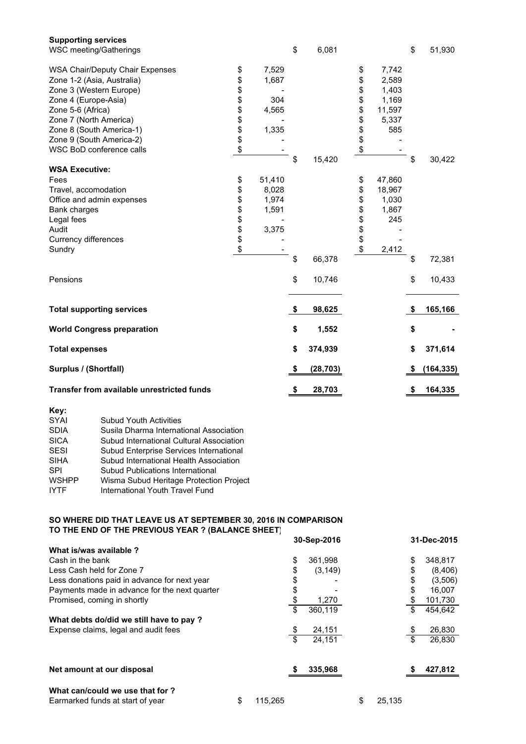| | | | | |
|---|---|---|---|---|
| **Supporting services** | | | | |
| WSC meeting/Gatherings | | $ 6,081 | | $ 51,930 |
| WSA Chair/Deputy Chair Expenses | $ 7,529 | | $ 7,742 | |
| Zone 1-2 (Asia, Australia) | $ 1,687 | | $ 2,589 | |
| Zone 3 (Western Europe) | $ - | | $ 1,403 | |
| Zone 4 (Europe-Asia) | $ 304 | | $ 1,169 | |
| Zone 5-6 (Africa) | $ 4,565 | | $ 11,597 | |
| Zone 7 (North America) | $ - | | $ 5,337 | |
| Zone 8 (South America-1) | $ 1,335 | | $ 585 | |
| Zone 9 (South America-2) | $ - | | $ - | |
| WSC BoD conference calls | $ - | | $ - | |
| | | $ 15,420 | | $ 30,422 |
| **WSA Executive:** | | | | |
| Fees | $ 51,410 | | $ 47,860 | |
| Travel, accomodation | $ 8,028 | | $ 18,967 | |
| Office and admin expenses | $ 1,974 | | $ 1,030 | |
| Bank charges | $ 1,591 | | $ 1,867 | |
| Legal fees | $ - | | $ 245 | |
| Audit | $ 3,375 | | $ - | |
| Currency differences | $ - | | $ - | |
| Sundry | $ - | | $ 2,412 | |
| | | $ 66,378 | | $ 72,381 |
| Pensions | | $ 10,746 | | $ 10,433 |
| **Total supporting services** | | **$ 98,625** | | **$ 165,166** |
| **World Congress preparation** | | **$ 1,552** | | **$ -** |
| **Total expenses** | | **$ 374,939** | | **$ 371,614** |
| **Surplus / (Shortfall)** | | **$ (28,703)** | | **$ (164,335)** |
| **Transfer from available unrestricted funds** | | **$ 28,703** | | **$ 164,335** |

**Key:**

| | |
|---|---|
| SYAI | Subud Youth Activities |
| SDIA | Susila Dharma International Association |
| SICA | Subud International Cultural Association |
| SESI | Subud Enterprise Services International |
| SIHA | Subud International Health Association |
| SPI | Subud Publications International |
| WSHPP | Wisma Subud Heritage Protection Project |
| IYTF | International Youth Travel Fund |

**SO WHERE DID THAT LEAVE US AT SEPTEMBER 30, 2016 IN COMPARISON TO THE END OF THE PREVIOUS YEAR ? (BALANCE SHEET)**

| | | 30-Sep-2016 | | 31-Dec-2015 |
|---|---|---|---|---|
| **What is/was available ?** | | | | |
| Cash in the bank | | $ 361,998 | | $ 348,817 |
| Less Cash held for Zone 7 | | $ (3,149) | | $ (8,406) |
| Less donations paid in advance for next year | | $ - | | $ (3,506) |
| Payments made in advance for the next quarter | | $ - | | $ 16,007 |
| Promised, coming in shortly | | $ 1,270 | | $ 101,730 |
| | | $ 360,119 | | $ 454,642 |
| **What debts do/did we still have to pay ?** | | | | |
| Expense claims, legal and audit fees | | $ 24,151 | | $ 26,830 |
| | | $ 24,151 | | $ 26,830 |
| **Net amount at our disposal** | | **$ 335,968** | | **$ 427,812** |
| **What can/could we use that for ?** | | | | |
| Earmarked funds at start of year | $ 115,265 | | $ 25,135 | |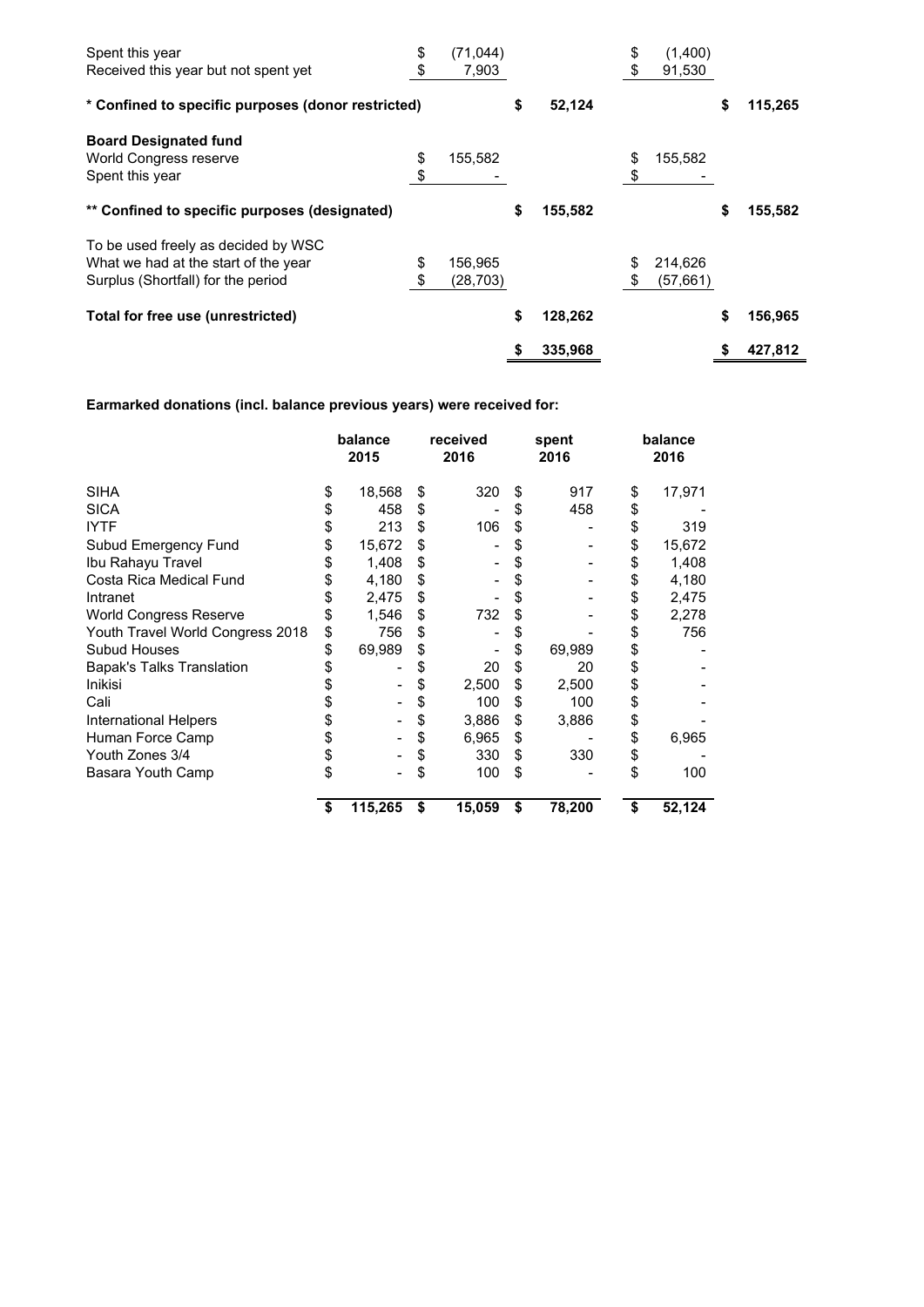| | | | | |
|---|---|---|---|---|
| Spent this year | $ (71,044) | | $ (1,400) | |
| Received this year but not spent yet | $ 7,903 | | $ 91,530 | |
| **\* Confined to specific purposes (donor restricted)** | | **$ 52,124** | | **$ 115,265** |
| **Board Designated fund** | | | | |
| World Congress reserve | $ 155,582 | | $ 155,582 | |
| Spent this year | $ - | | $ - | |
| **\*\* Confined to specific purposes (designated)** | | **$ 155,582** | | **$ 155,582** |
| To be used freely as decided by WSC | | | | |
| What we had at the start of the year | $ 156,965 | | $ 214,626 | |
| Surplus (Shortfall) for the period | $ (28,703) | | $ (57,661) | |
| **Total for free use (unrestricted)** | | **$ 128,262** | | **$ 156,965** |
| | | **$ 335,968** | | **$ 427,812** |

**Earmarked donations (incl. balance previous years) were received for:**

| | balance 2015 | received 2016 | spent 2016 | balance 2016 |
|---|---|---|---|---|
| SIHA | $ 18,568 | $ 320 | $ 917 | $ 17,971 |
| SICA | $ 458 | $ - | $ 458 | $ - |
| IYTF | $ 213 | $ 106 | $ - | $ 319 |
| Subud Emergency Fund | $ 15,672 | $ - | $ - | $ 15,672 |
| Ibu Rahayu Travel | $ 1,408 | $ - | $ - | $ 1,408 |
| Costa Rica Medical Fund | $ 4,180 | $ - | $ - | $ 4,180 |
| Intranet | $ 2,475 | $ - | $ - | $ 2,475 |
| World Congress Reserve | $ 1,546 | $ 732 | $ - | $ 2,278 |
| Youth Travel World Congress 2018 | $ 756 | $ - | $ - | $ 756 |
| Subud Houses | $ 69,989 | $ - | $ 69,989 | $ - |
| Bapak's Talks Translation | $ - | $ 20 | $ 20 | $ - |
| Inikisi | $ - | $ 2,500 | $ 2,500 | $ - |
| Cali | $ - | $ 100 | $ 100 | $ - |
| International Helpers | $ - | $ 3,886 | $ 3,886 | $ - |
| Human Force Camp | $ - | $ 6,965 | $ - | $ 6,965 |
| Youth Zones 3/4 | $ - | $ 330 | $ 330 | $ - |
| Basara Youth Camp | $ - | $ 100 | $ - | $ 100 |
| | **$ 115,265** | **$ 15,059** | **$ 78,200** | **$ 52,124** |